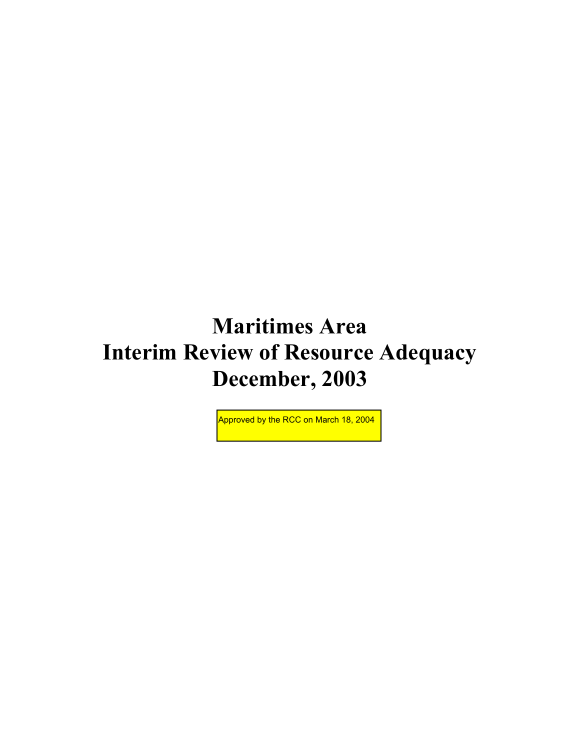# Maritimes Area
# Interim Review of Resource Adequacy
# December, 2003

Approved by the RCC on March 18, 2004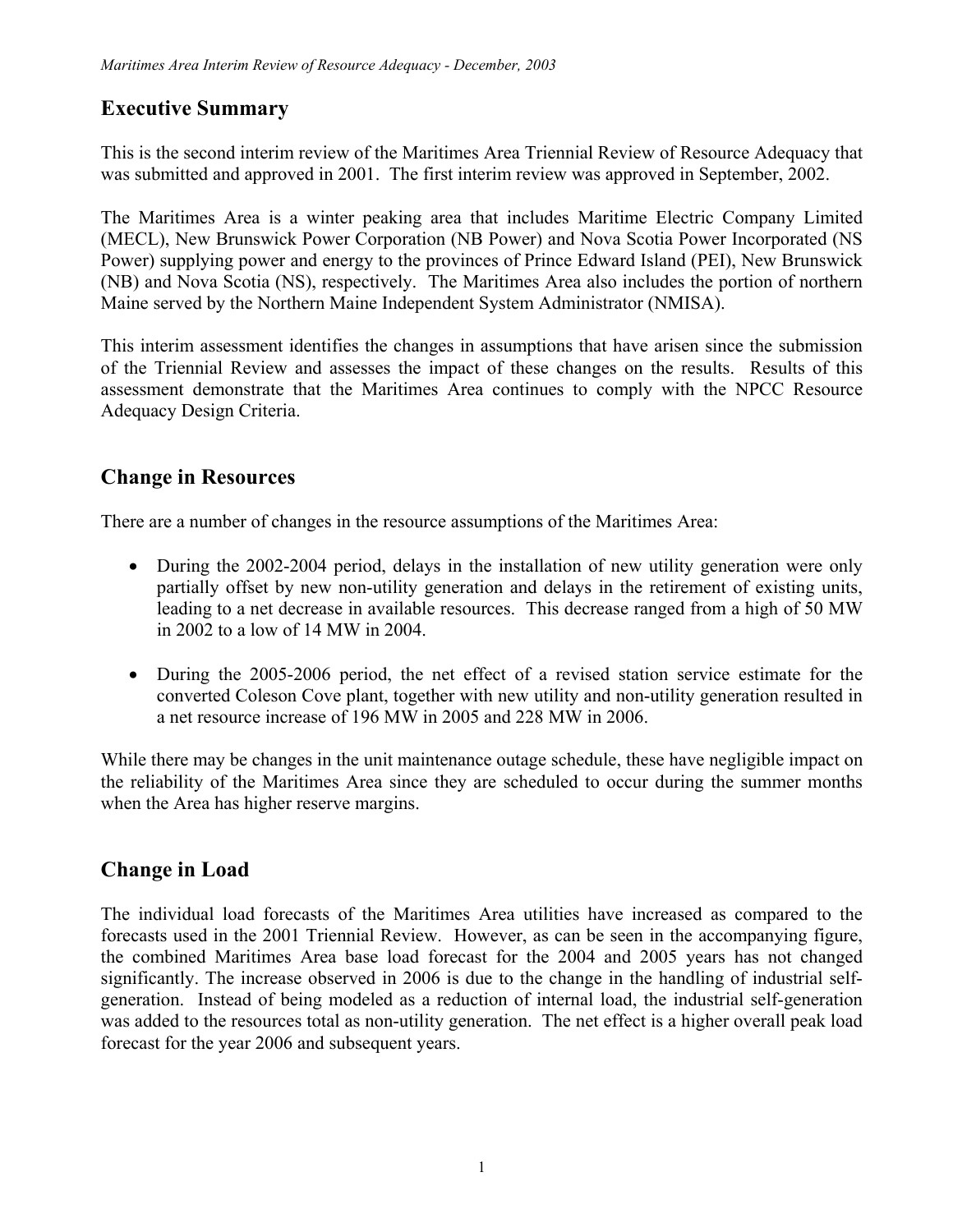## Executive Summary

This is the second interim review of the Maritimes Area Triennial Review of Resource Adequacy that was submitted and approved in 2001. The first interim review was approved in September, 2002.

The Maritimes Area is a winter peaking area that includes Maritime Electric Company Limited (MECL), New Brunswick Power Corporation (NB Power) and Nova Scotia Power Incorporated (NS Power) supplying power and energy to the provinces of Prince Edward Island (PEI), New Brunswick (NB) and Nova Scotia (NS), respectively. The Maritimes Area also includes the portion of northern Maine served by the Northern Maine Independent System Administrator (NMISA).

This interim assessment identifies the changes in assumptions that have arisen since the submission of the Triennial Review and assesses the impact of these changes on the results. Results of this assessment demonstrate that the Maritimes Area continues to comply with the NPCC Resource Adequacy Design Criteria.

## Change in Resources

There are a number of changes in the resource assumptions of the Maritimes Area:

- During the 2002-2004 period, delays in the installation of new utility generation were only partially offset by new non-utility generation and delays in the retirement of existing units, leading to a net decrease in available resources. This decrease ranged from a high of 50 MW in 2002 to a low of 14 MW in 2004.

- During the 2005-2006 period, the net effect of a revised station service estimate for the converted Coleson Cove plant, together with new utility and non-utility generation resulted in a net resource increase of 196 MW in 2005 and 228 MW in 2006.

While there may be changes in the unit maintenance outage schedule, these have negligible impact on the reliability of the Maritimes Area since they are scheduled to occur during the summer months when the Area has higher reserve margins.

## Change in Load

The individual load forecasts of the Maritimes Area utilities have increased as compared to the forecasts used in the 2001 Triennial Review. However, as can be seen in the accompanying figure, the combined Maritimes Area base load forecast for the 2004 and 2005 years has not changed significantly. The increase observed in 2006 is due to the change in the handling of industrial self-generation. Instead of being modeled as a reduction of internal load, the industrial self-generation was added to the resources total as non-utility generation. The net effect is a higher overall peak load forecast for the year 2006 and subsequent years.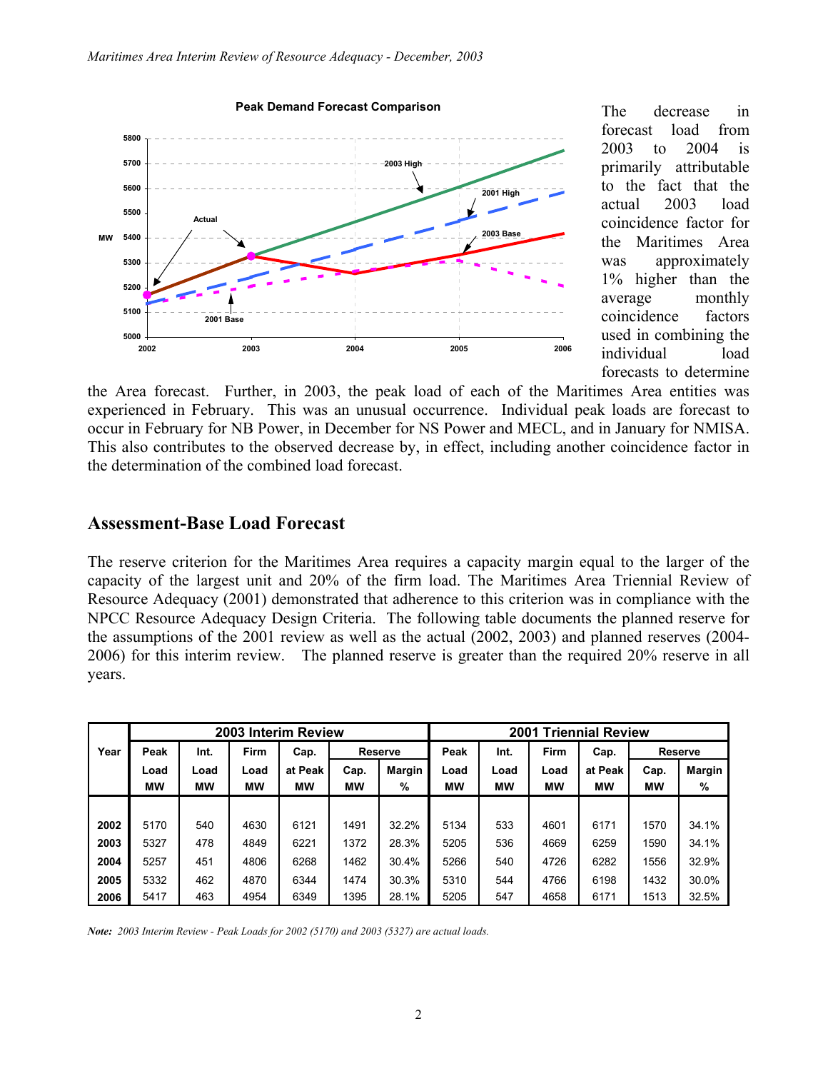The decrease in forecast load from 2003 to 2004 is primarily attributable to the fact that the actual 2003 load coincidence factor for the Maritimes Area was approximately 1% higher than the average monthly coincidence factors used in combining the individual load forecasts to determine the Area forecast. Further, in 2003, the peak load of each of the Maritimes Area entities was experienced in February. This was an unusual occurrence. Individual peak loads are forecast to occur in February for NB Power, in December for NS Power and MECL, and in January for NMISA. This also contributes to the observed decrease by, in effect, including another coincidence factor in the determination of the combined load forecast.

## Assessment-Base Load Forecast

The reserve criterion for the Maritimes Area requires a capacity margin equal to the larger of the capacity of the largest unit and 20% of the firm load. The Maritimes Area Triennial Review of Resource Adequacy (2001) demonstrated that adherence to this criterion was in compliance with the NPCC Resource Adequacy Design Criteria. The following table documents the planned reserve for the assumptions of the 2001 review as well as the actual (2002, 2003) and planned reserves (2004-2006) for this interim review. The planned reserve is greater than the required 20% reserve in all years.

| Year | 2003 Interim Review | | | | | | 2001 Triennial Review | | | | | |
|---|---|---|---|---|---|---|---|---|---|---|---|---|
| | Peak Load MW | Int. Load MW | Firm Load MW | Cap. at Peak MW | Reserve Cap. MW | Reserve Margin % | Peak Load MW | Int. Load MW | Firm Load MW | Cap. at Peak MW | Reserve Cap. MW | Reserve Margin % |
| 2002 | 5170 | 540 | 4630 | 6121 | 1491 | 32.2% | 5134 | 533 | 4601 | 6171 | 1570 | 34.1% |
| 2003 | 5327 | 478 | 4849 | 6221 | 1372 | 28.3% | 5205 | 536 | 4669 | 6259 | 1590 | 34.1% |
| 2004 | 5257 | 451 | 4806 | 6268 | 1462 | 30.4% | 5266 | 540 | 4726 | 6282 | 1556 | 32.9% |
| 2005 | 5332 | 462 | 4870 | 6344 | 1474 | 30.3% | 5310 | 544 | 4766 | 6198 | 1432 | 30.0% |
| 2006 | 5417 | 463 | 4954 | 6349 | 1395 | 28.1% | 5205 | 547 | 4658 | 6171 | 1513 | 32.5% |

***Note:** 2003 Interim Review - Peak Loads for 2002 (5170) and 2003 (5327) are actual loads.*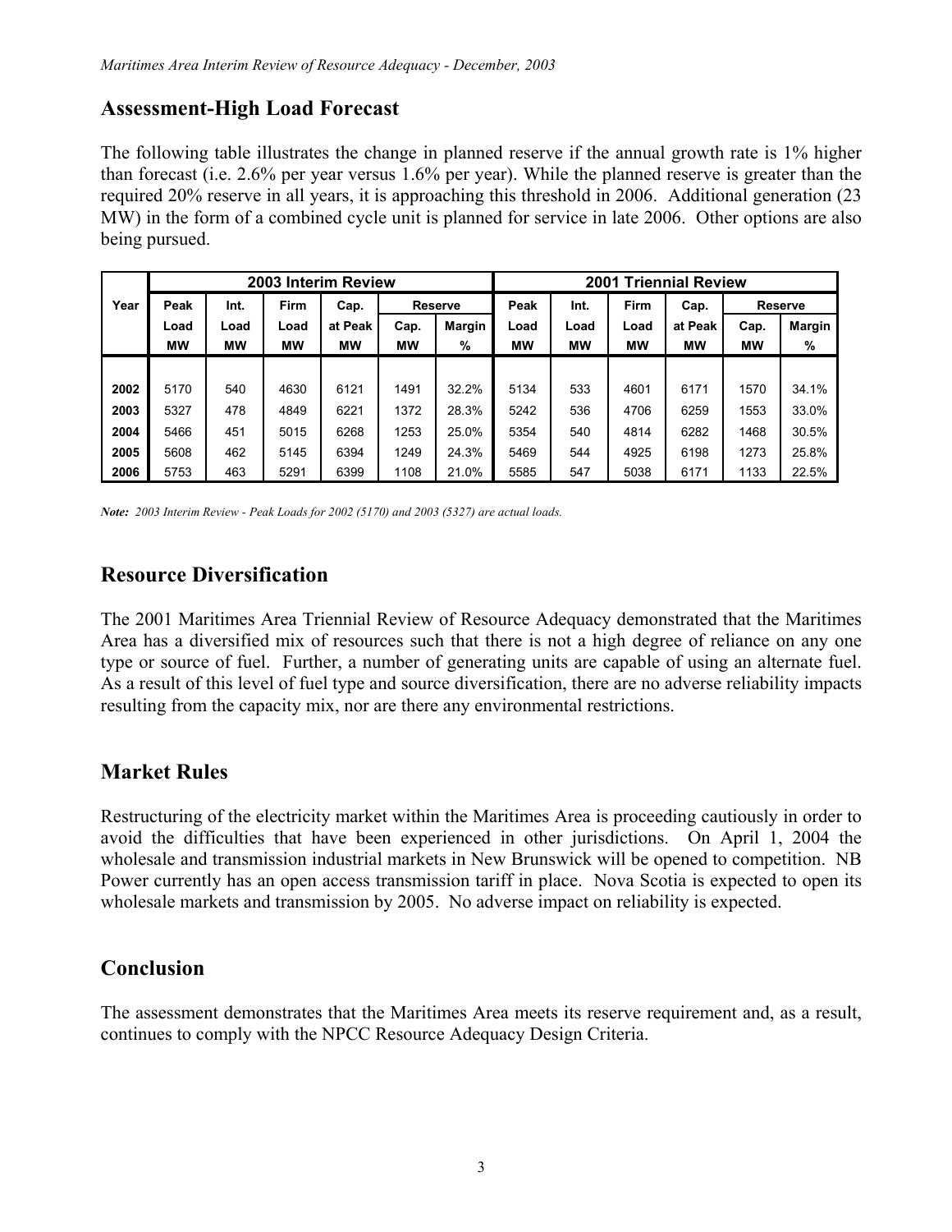## Assessment-High Load Forecast

The following table illustrates the change in planned reserve if the annual growth rate is 1% higher than forecast (i.e. 2.6% per year versus 1.6% per year). While the planned reserve is greater than the required 20% reserve in all years, it is approaching this threshold in 2006. Additional generation (23 MW) in the form of a combined cycle unit is planned for service in late 2006. Other options are also being pursued.

| | 2003 Interim Review | | | | | | 2001 Triennial Review | | | | | |
|---|---|---|---|---|---|---|---|---|---|---|---|---|
| Year | Peak Load MW | Int. Load MW | Firm Load MW | Cap. at Peak MW | Reserve Cap. MW | Reserve Margin % | Peak Load MW | Int. Load MW | Firm Load MW | Cap. at Peak MW | Reserve Cap. MW | Reserve Margin % |
| 2002 | 5170 | 540 | 4630 | 6121 | 1491 | 32.2% | 5134 | 533 | 4601 | 6171 | 1570 | 34.1% |
| 2003 | 5327 | 478 | 4849 | 6221 | 1372 | 28.3% | 5242 | 536 | 4706 | 6259 | 1553 | 33.0% |
| 2004 | 5466 | 451 | 5015 | 6268 | 1253 | 25.0% | 5354 | 540 | 4814 | 6282 | 1468 | 30.5% |
| 2005 | 5608 | 462 | 5145 | 6394 | 1249 | 24.3% | 5469 | 544 | 4925 | 6198 | 1273 | 25.8% |
| 2006 | 5753 | 463 | 5291 | 6399 | 1108 | 21.0% | 5585 | 547 | 5038 | 6171 | 1133 | 22.5% |

***Note:*** *2003 Interim Review - Peak Loads for 2002 (5170) and 2003 (5327) are actual loads.*

## Resource Diversification

The 2001 Maritimes Area Triennial Review of Resource Adequacy demonstrated that the Maritimes Area has a diversified mix of resources such that there is not a high degree of reliance on any one type or source of fuel. Further, a number of generating units are capable of using an alternate fuel. As a result of this level of fuel type and source diversification, there are no adverse reliability impacts resulting from the capacity mix, nor are there any environmental restrictions.

## Market Rules

Restructuring of the electricity market within the Maritimes Area is proceeding cautiously in order to avoid the difficulties that have been experienced in other jurisdictions. On April 1, 2004 the wholesale and transmission industrial markets in New Brunswick will be opened to competition. NB Power currently has an open access transmission tariff in place. Nova Scotia is expected to open its wholesale markets and transmission by 2005. No adverse impact on reliability is expected.

## Conclusion

The assessment demonstrates that the Maritimes Area meets its reserve requirement and, as a result, continues to comply with the NPCC Resource Adequacy Design Criteria.